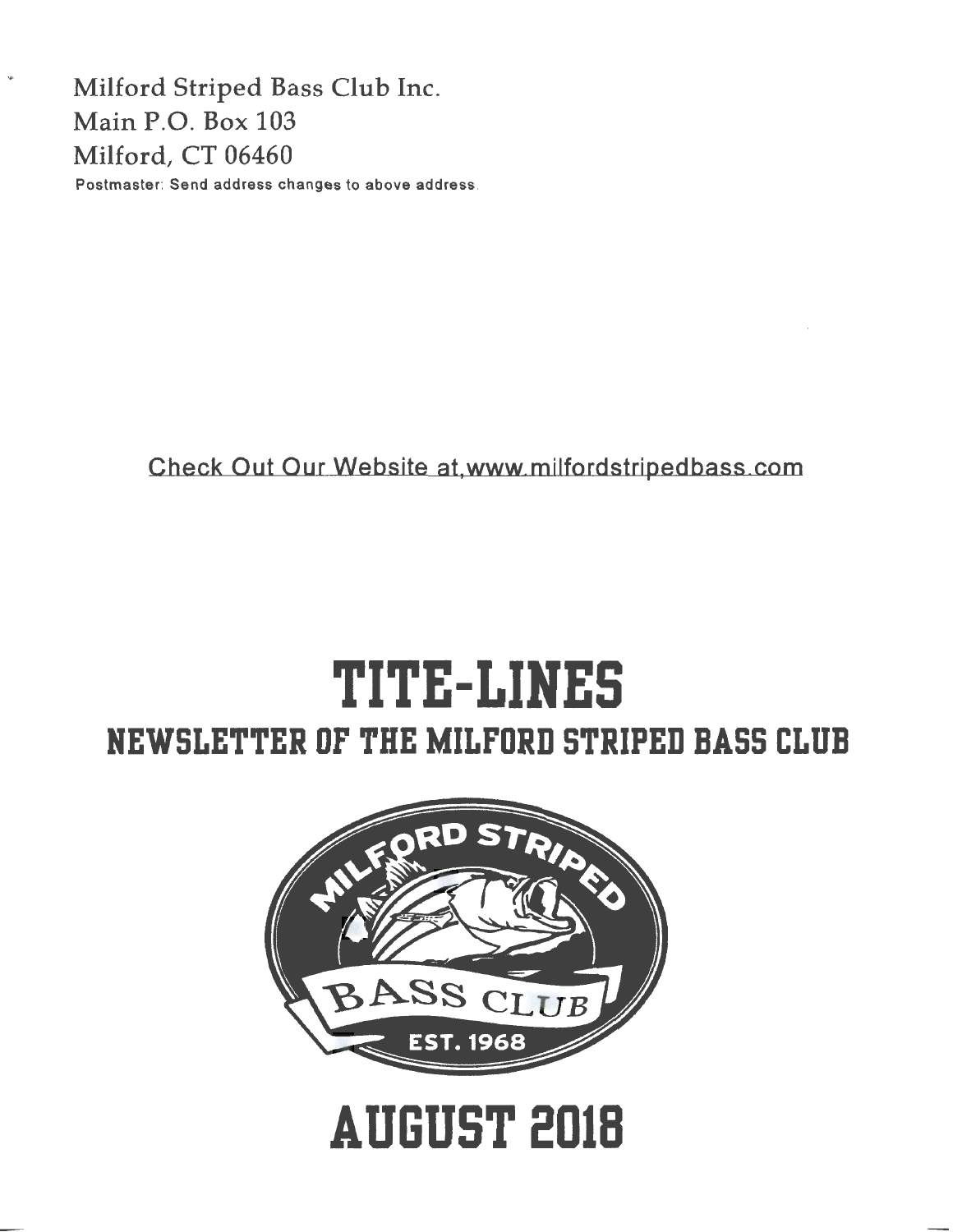Milford Striped Bass Club Inc.
Main P.O. Box 103
Milford, CT 06460

Postmaster: Send address changes to above address.

Check Out Our Website at www.milfordstripedbass.com

# TITE-LINES

## NEWSLETTER OF THE MILFORD STRIPED BASS CLUB

MILFORD STRIPED BASS CLUB EST. 1968

# AUGUST 2018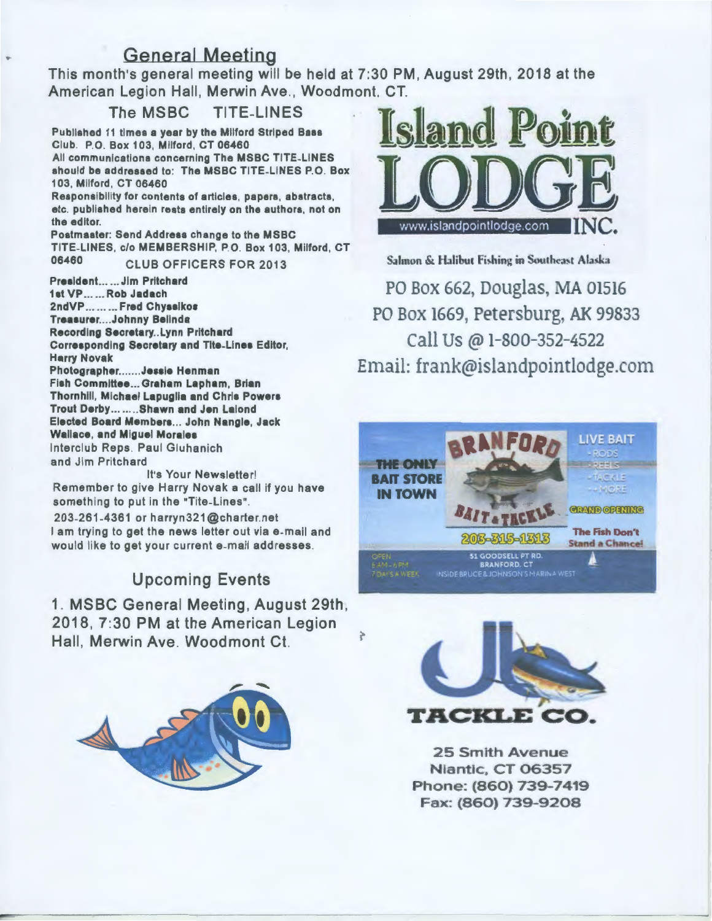## General Meeting

This month's general meeting will be held at 7:30 PM, August 29th, 2018 at the American Legion Hall, Merwin Ave., Woodmont, CT.

### The MSBC TITE-LINES

Published 11 times a year by the Milford Striped Bass Club. P.O. Box 103, Milford, CT 06460

All communications concerning The MSBC TITE-LINES should be addressed to: The MSBC TITE-LINES P.O. Box 103, Milford, CT 06460

Responsibility for contents of articles, papers, abstracts, etc. published herein rests entirely on the authors, not on the editor.

Postmaster: Send Address change to the MSBC TITE-LINES, c/o MEMBERSHIP, P.O. Box 103, Milford, CT 06460

**CLUB OFFICERS FOR 2013**

President...... Jim Pritchard
1st VP...... Rob Jadach
2ndVP......... Fred Chyssikos
Treasurer.... Johnny Belinda
Recording Secretary.. Lynn Pritchard
Corresponding Secretary and Tite-Lines Editor, Harry Novak
Photographer....... Jessie Henman
Fish Committee... Graham Lapham, Brian Thornhill, Michael Lapuglia and Chris Powers
Trout Derby......... Shawn and Jen Lalond
Elected Board Members... John Nangle, Jack Wallace, and Miguel Morales
Interclub Reps. Paul Gluhanich and Jim Pritchard

It's Your Newsletter!

Remember to give Harry Novak a call if you have something to put in the "Tite-Lines".

203-261-4361 or harryn321@charter.net

I am trying to get the news letter out via e-mail and would like to get your current e-mail addresses.

## Upcoming Events

1. MSBC General Meeting, August 29th, 2018, 7:30 PM at the American Legion Hall, Merwin Ave. Woodmont Ct.

**Island Point LODGE INC.**

www.islandpointlodge.com

Salmon & Halibut Fishing in Southeast Alaska

PO Box 662, Douglas, MA 01516
PO Box 1669, Petersburg, AK 99833
Call Us @ 1-800-352-4522
Email: frank@islandpointlodge.com

**BRANFORD BAIT & TACKLE**

THE ONLY BAIT STORE IN TOWN

LIVE BAIT · RODS · REELS · TACKLE · + MORE

GRAND OPENING

203-315-1313

The Fish Don't Stand a Chance!

OPEN 6 AM - 6 PM 7 DAYS A WEEK

51 GOODSELL PT RD. BRANFORD, CT INSIDE BRUCE & JOHNSON'S MARINA WEST

**JB TACKLE CO.**

25 Smith Avenue
Niantic, CT 06357
Phone: (860) 739-7419
Fax: (860) 739-9208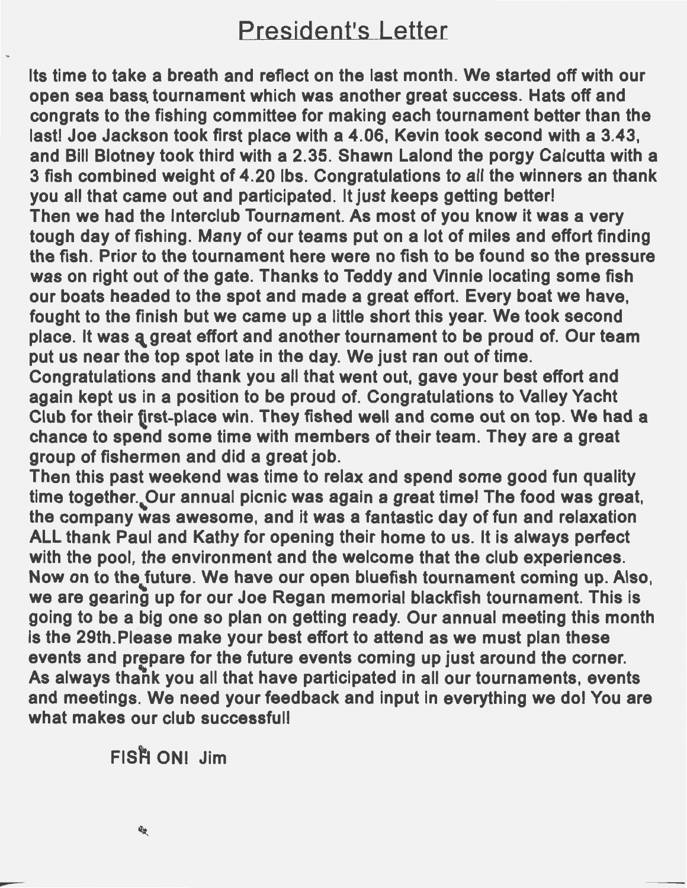# President's Letter

Its time to take a breath and reflect on the last month. We started off with our open sea bass tournament which was another great success. Hats off and congrats to the fishing committee for making each tournament better than the last! Joe Jackson took first place with a 4.06, Kevin took second with a 3.43, and Bill Blotney took third with a 2.35. Shawn Lalond the porgy Calcutta with a 3 fish combined weight of 4.20 lbs. Congratulations to all the winners an thank you all that came out and participated. It just keeps getting better!

Then we had the Interclub Tournament. As most of you know it was a very tough day of fishing. Many of our teams put on a lot of miles and effort finding the fish. Prior to the tournament here were no fish to be found so the pressure was on right out of the gate. Thanks to Teddy and Vinnie locating some fish our boats headed to the spot and made a great effort. Every boat we have, fought to the finish but we came up a little short this year. We took second place. It was a great effort and another tournament to be proud of. Our team put us near the top spot late in the day. We just ran out of time.

Congratulations and thank you all that went out, gave your best effort and again kept us in a position to be proud of. Congratulations to Valley Yacht Club for their first-place win. They fished well and come out on top. We had a chance to spend some time with members of their team. They are a great group of fishermen and did a great job.

Then this past weekend was time to relax and spend some good fun quality time together. Our annual picnic was again a great time! The food was great, the company was awesome, and it was a fantastic day of fun and relaxation ALL thank Paul and Kathy for opening their home to us. It is always perfect with the pool, the environment and the welcome that the club experiences.

Now on to the future. We have our open bluefish tournament coming up. Also, we are gearing up for our Joe Regan memorial blackfish tournament. This is going to be a big one so plan on getting ready. Our annual meeting this month is the 29th. Please make your best effort to attend as we must plan these events and prepare for the future events coming up just around the corner.

As always thank you all that have participated in all our tournaments, events and meetings. We need your feedback and input in everything we do! You are what makes our club successful!

FISH ON! Jim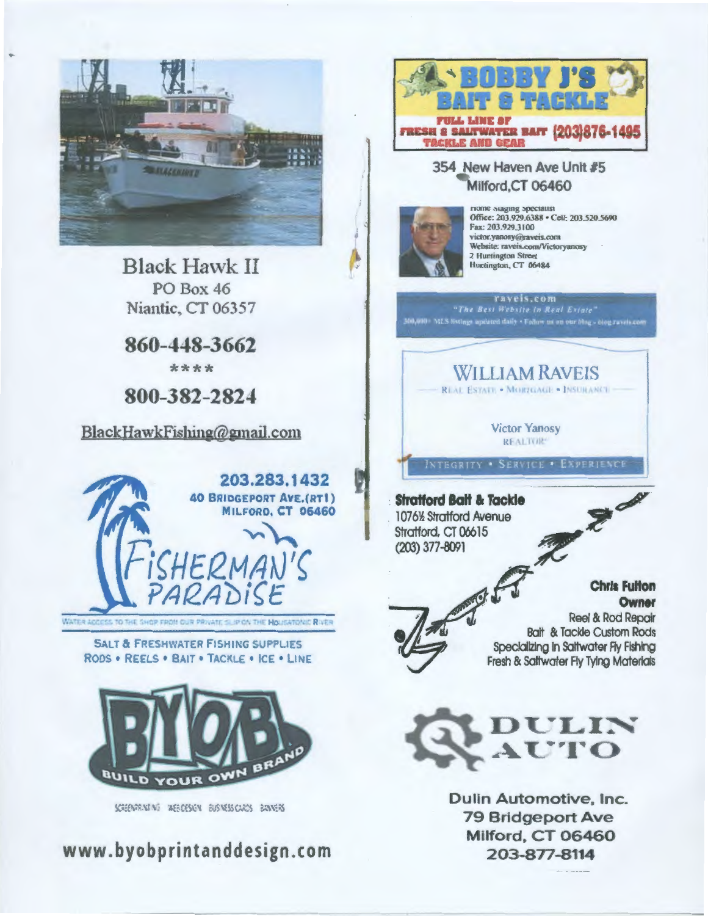**Black Hawk II**
PO Box 46
Niantic, CT 06357

**860-448-3662**

****

**800-382-2824**

BlackHawkFishing@gmail.com

**203.283.1432**
**40 BRIDGEPORT AVE.(RT1)**
**MILFORD, CT 06460**

**FISHERMAN'S PARADISE**

WATER ACCESS TO THE SHOP FROM OUR PRIVATE SLIP ON THE HOUSATONIC RIVER

SALT & FRESHWATER FISHING SUPPLIES
RODS • REELS • BAIT • TACKLE • ICE • LINE

**BYOB**
BUILD YOUR OWN BRAND

SCREENPRINTING WEB DESIGN BUSINESS CARDS BANNERS

**www.byobprintanddesign.com**

**BOBBY J'S BAIT & TACKLE**
FULL LINE OF FRESH & SALTWATER BAIT TACKLE AND GEAR (203)876-1495

354 New Haven Ave Unit #5
Milford,CT 06460

Home Staging Specialist
Office: 203.929.6388 • Cell: 203.520.5690
Fax: 203.929.3100
victor.yanosy@raveis.com
Website: raveis.com/Victoryanosy
2 Huntington Street
Huntington, CT 06484

raveis.com
"The Best Website in Real Estate"
300,000+ MLS listings updated daily • Follow us on our blog - blog.raveis.com

**WILLIAM RAVEIS**
REAL ESTATE • MORTGAGE • INSURANCE

Victor Yanosy
REALTOR®

INTEGRITY • SERVICE • EXPERIENCE

**Stratford Bait & Tackle**
1076½ Stratford Avenue
Stratford, CT 06615
(203) 377-8091

**Chris Fulton**
**Owner**
Reel & Rod Repair
Bait & Tackle Custom Rods
Specializing in Saltwater Fly Fishing
Fresh & Saltwater Fly Tying Materials

**DULIN AUTO**

**Dulin Automotive, Inc.**
**79 Bridgeport Ave**
**Milford, CT 06460**
**203-877-8114**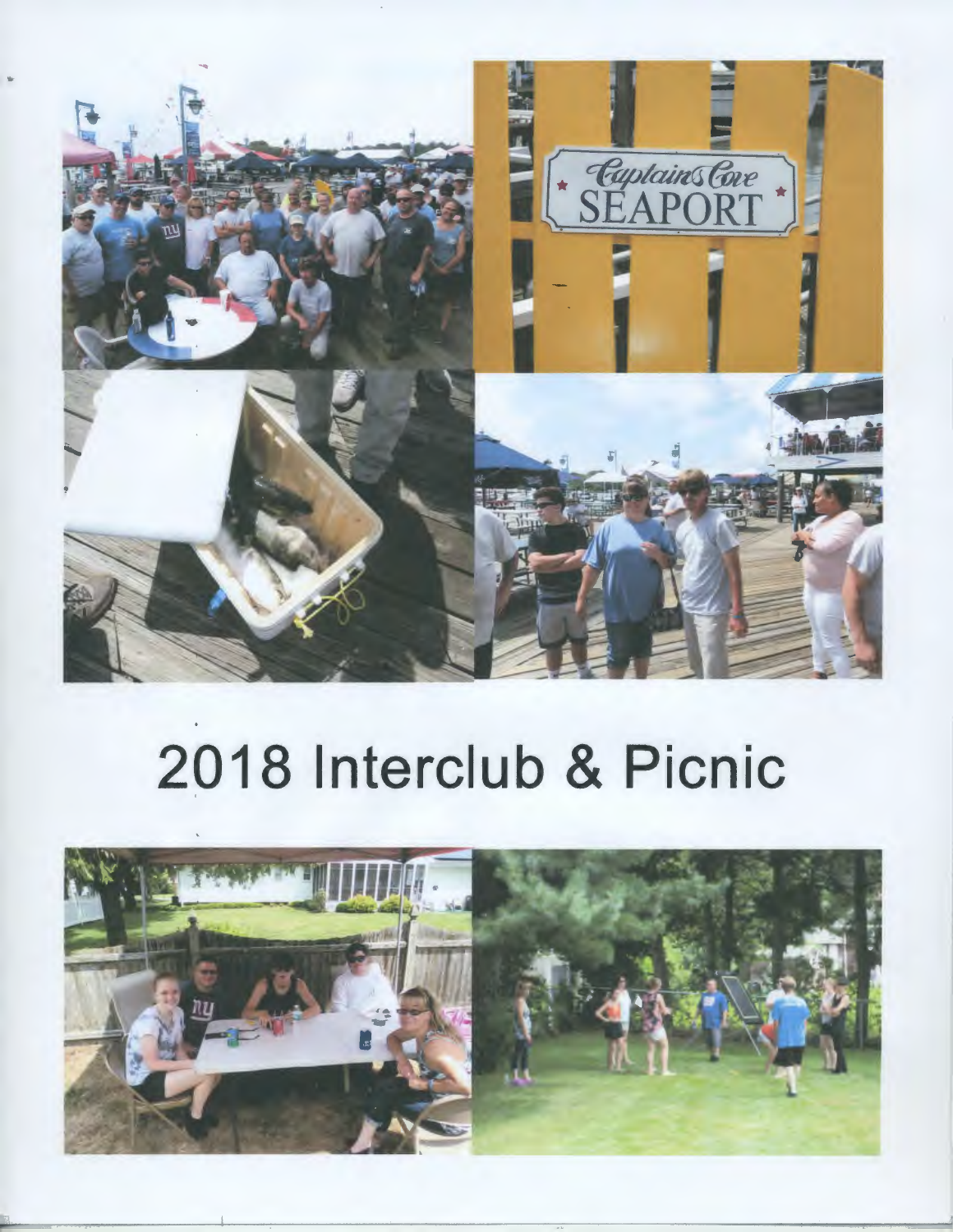# 2018 Interclub & Picnic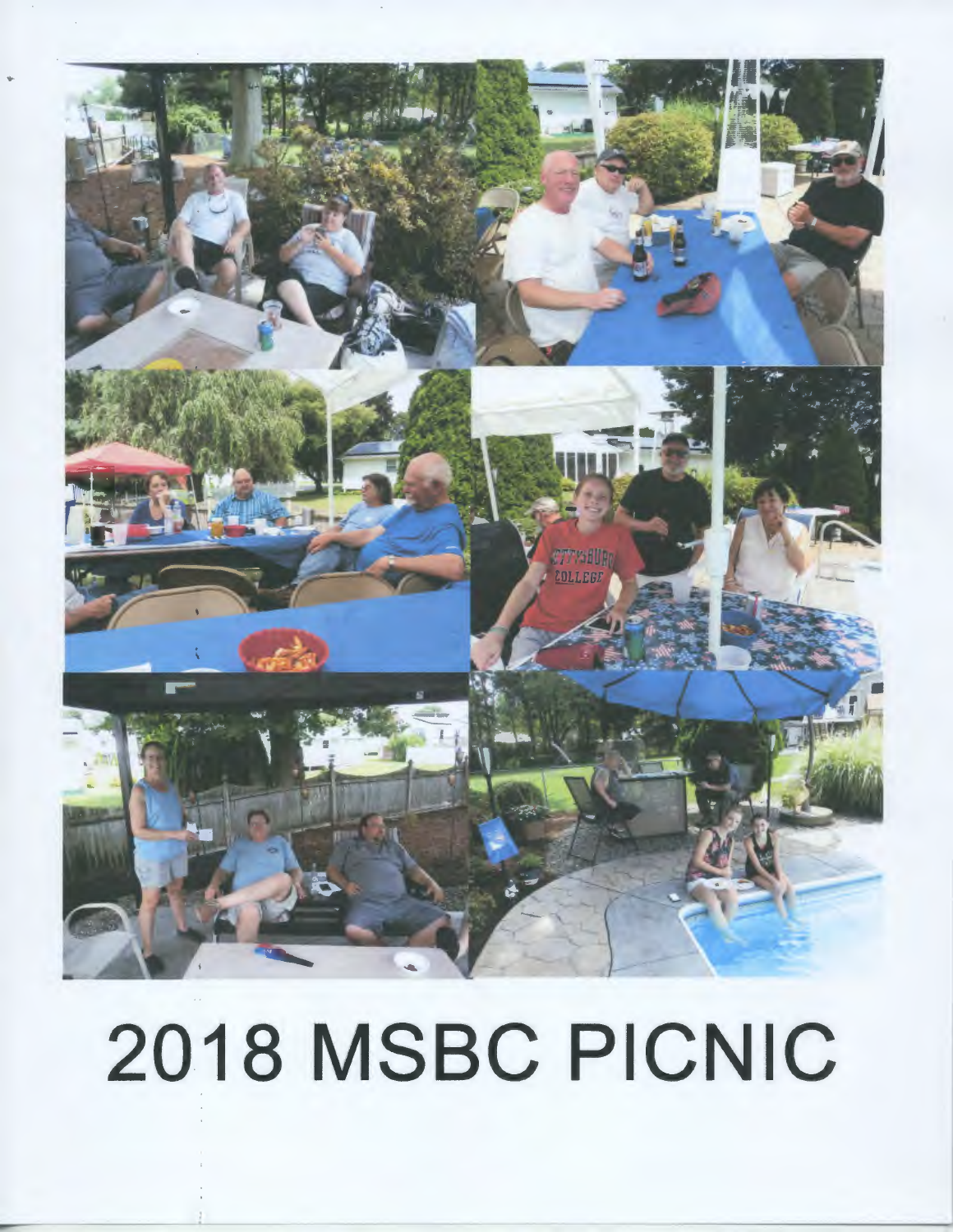# 2018 MSBC PICNIC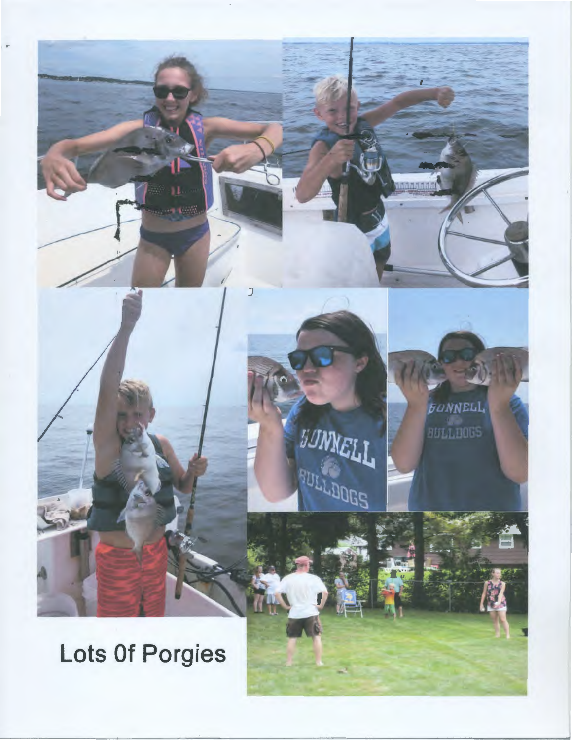**Lots Of Porgies**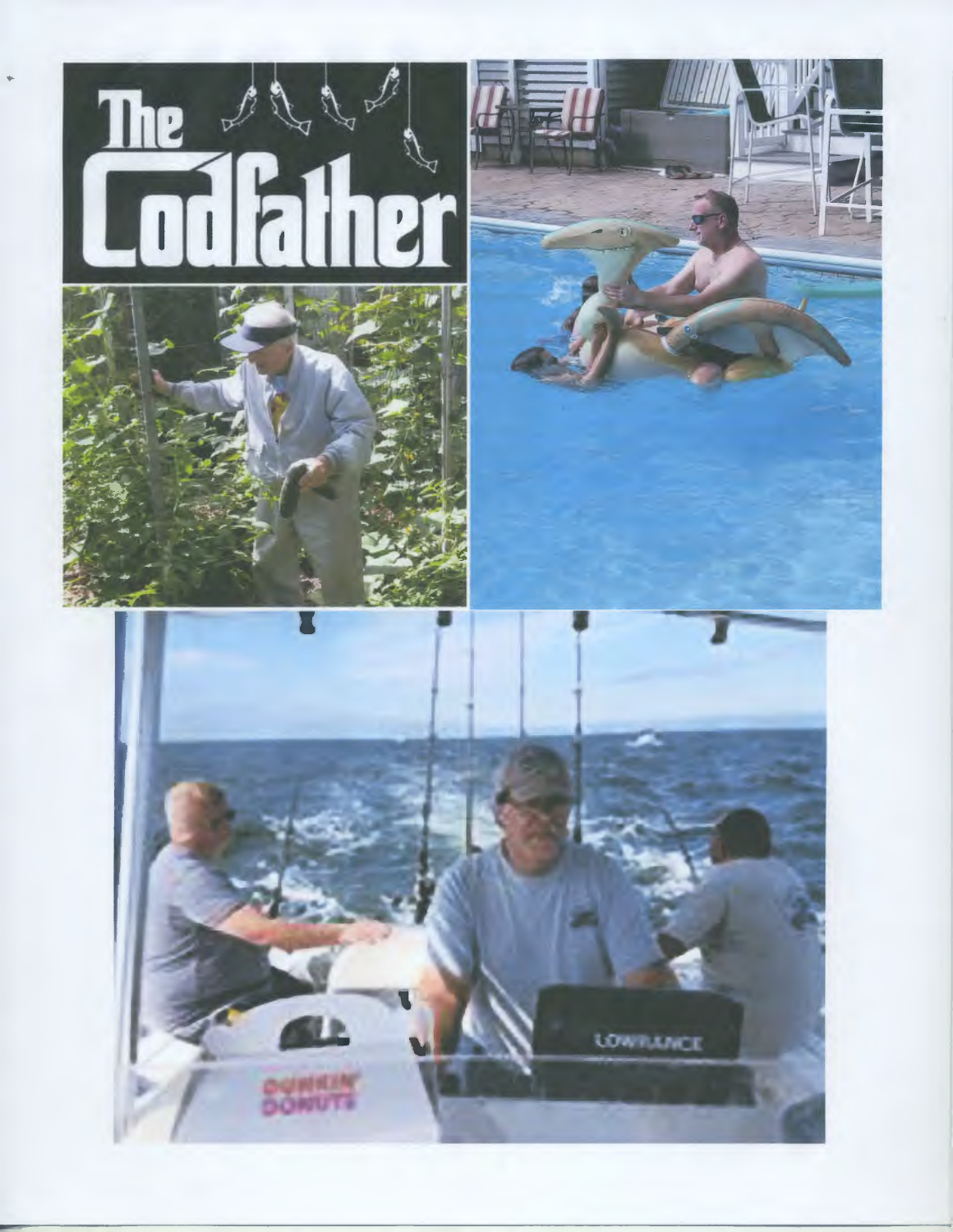# The Codfather